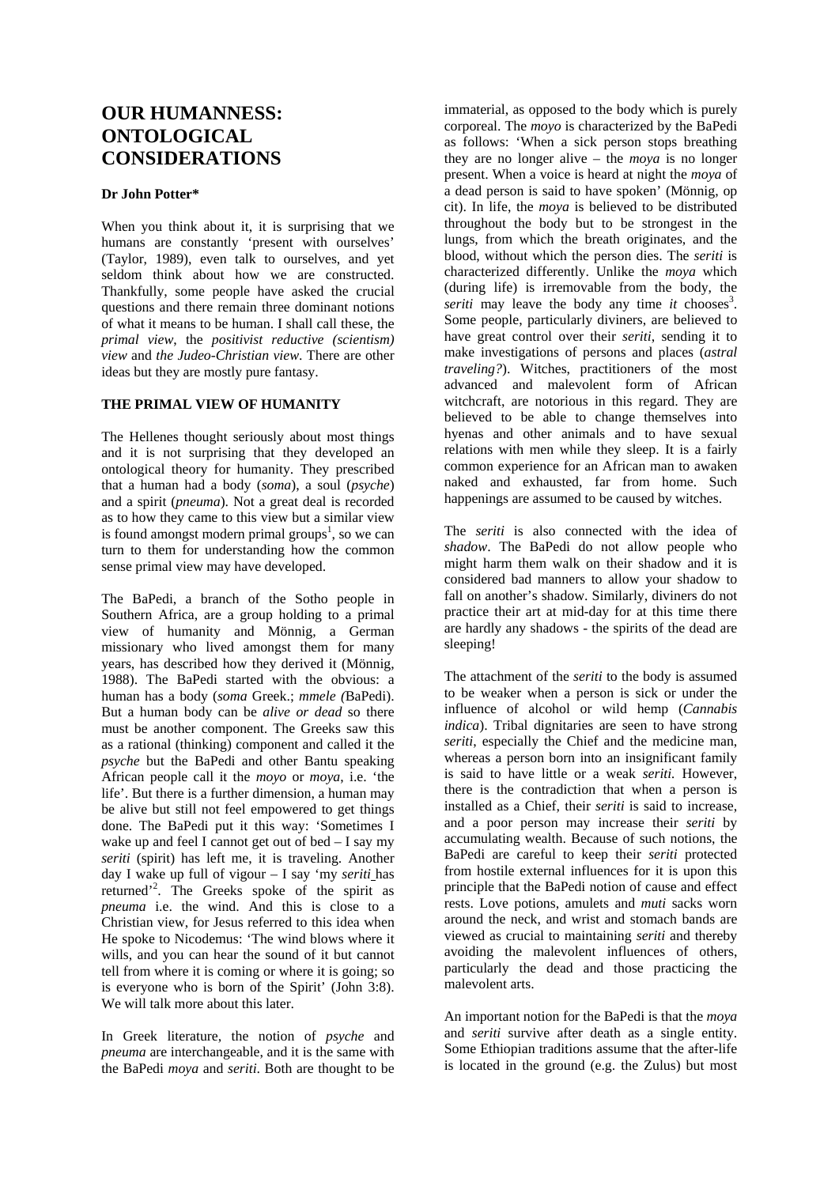# OUR HUMANNESS: ONTOLOGICAL CONSIDERATIONS

**Dr John Potter***

When you think about it, it is surprising that we humans are constantly 'present with ourselves' (Taylor, 1989), even talk to ourselves, and yet seldom think about how we are constructed. Thankfully, some people have asked the crucial questions and there remain three dominant notions of what it means to be human. I shall call these, the *primal view*, the *positivist reductive (scientism) view* and *the Judeo-Christian view*. There are other ideas but they are mostly pure fantasy.

## THE PRIMAL VIEW OF HUMANITY

The Hellenes thought seriously about most things and it is not surprising that they developed an ontological theory for humanity. They prescribed that a human had a body (*soma*), a soul (*psyche*) and a spirit (*pneuma*). Not a great deal is recorded as to how they came to this view but a similar view is found amongst modern primal groups[1], so we can turn to them for understanding how the common sense primal view may have developed.

The BaPedi, a branch of the Sotho people in Southern Africa, are a group holding to a primal view of humanity and Mönnig, a German missionary who lived amongst them for many years, has described how they derived it (Mönnig, 1988). The BaPedi started with the obvious: a human has a body (*soma* Greek.; *mmele (*BaPedi). But a human body can be *alive or dead* so there must be another component. The Greeks saw this as a rational (thinking) component and called it the *psyche* but the BaPedi and other Bantu speaking African people call it the *moyo* or *moya*, i.e. 'the life'. But there is a further dimension, a human may be alive but still not feel empowered to get things done. The BaPedi put it this way: 'Sometimes I wake up and feel I cannot get out of bed – I say my *seriti* (spirit) has left me, it is traveling. Another day I wake up full of vigour – I say 'my *seriti* has returned'[2]. The Greeks spoke of the spirit as *pneuma* i.e. the wind. And this is close to a Christian view, for Jesus referred to this idea when He spoke to Nicodemus: 'The wind blows where it wills, and you can hear the sound of it but cannot tell from where it is coming or where it is going; so is everyone who is born of the Spirit' (John 3:8). We will talk more about this later.

In Greek literature, the notion of *psyche* and *pneuma* are interchangeable, and it is the same with the BaPedi *moya* and *seriti*. Both are thought to be immaterial, as opposed to the body which is purely corporeal. The *moyo* is characterized by the BaPedi as follows: 'When a sick person stops breathing they are no longer alive – the *moya* is no longer present. When a voice is heard at night the *moya* of a dead person is said to have spoken' (Mönnig, op cit). In life, the *moya* is believed to be distributed throughout the body but to be strongest in the lungs, from which the breath originates, and the blood, without which the person dies. The *seriti* is characterized differently. Unlike the *moya* which (during life) is irremovable from the body, the *seriti* may leave the body any time *it* chooses[3]. Some people, particularly diviners, are believed to have great control over their *seriti*, sending it to make investigations of persons and places (*astral traveling?*). Witches, practitioners of the most advanced and malevolent form of African witchcraft, are notorious in this regard. They are believed to be able to change themselves into hyenas and other animals and to have sexual relations with men while they sleep. It is a fairly common experience for an African man to awaken naked and exhausted, far from home. Such happenings are assumed to be caused by witches.

The *seriti* is also connected with the idea of *shadow*. The BaPedi do not allow people who might harm them walk on their shadow and it is considered bad manners to allow your shadow to fall on another's shadow. Similarly, diviners do not practice their art at mid-day for at this time there are hardly any shadows - the spirits of the dead are sleeping!

The attachment of the *seriti* to the body is assumed to be weaker when a person is sick or under the influence of alcohol or wild hemp (*Cannabis indica*). Tribal dignitaries are seen to have strong *seriti*, especially the Chief and the medicine man, whereas a person born into an insignificant family is said to have little or a weak *seriti.* However, there is the contradiction that when a person is installed as a Chief, their *seriti* is said to increase, and a poor person may increase their *seriti* by accumulating wealth. Because of such notions, the BaPedi are careful to keep their *seriti* protected from hostile external influences for it is upon this principle that the BaPedi notion of cause and effect rests. Love potions, amulets and *muti* sacks worn around the neck, and wrist and stomach bands are viewed as crucial to maintaining *seriti* and thereby avoiding the malevolent influences of others, particularly the dead and those practicing the malevolent arts.

An important notion for the BaPedi is that the *moya* and *seriti* survive after death as a single entity. Some Ethiopian traditions assume that the after-life is located in the ground (e.g. the Zulus) but most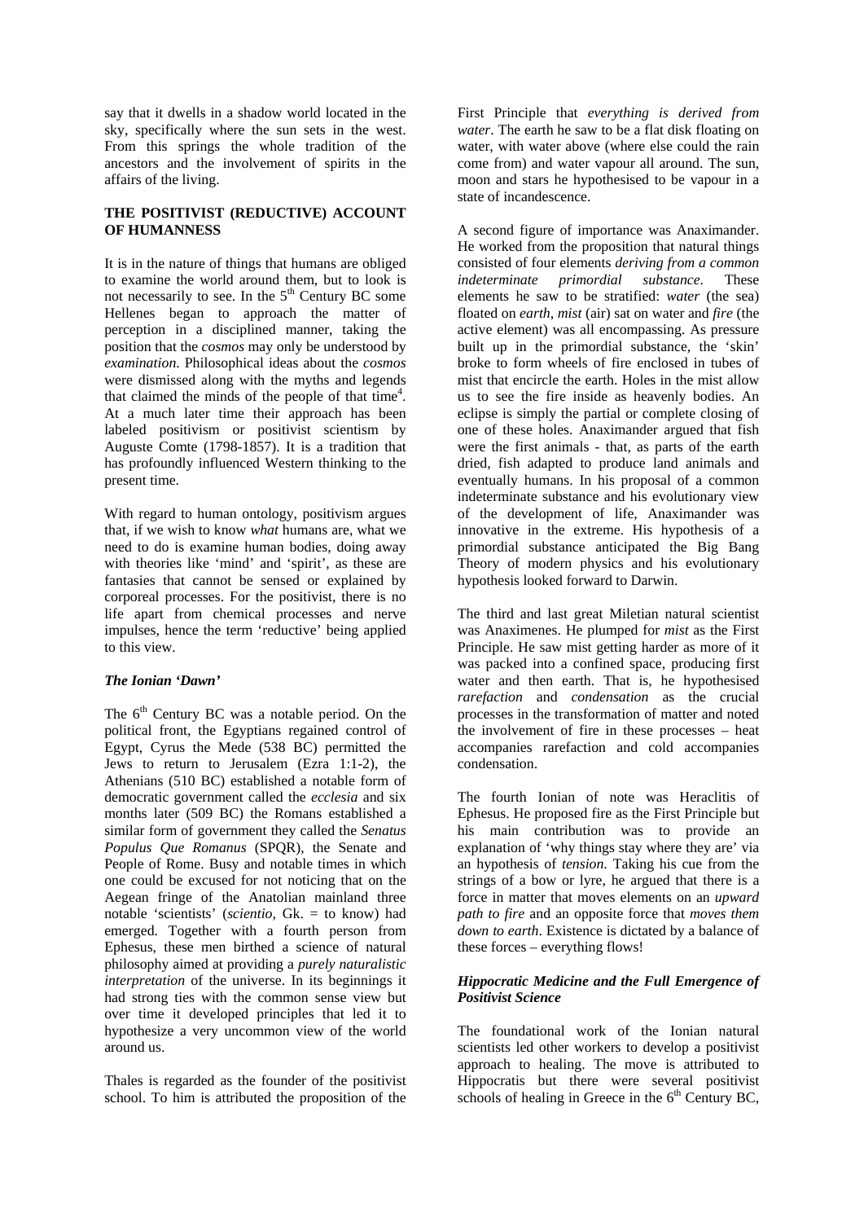say that it dwells in a shadow world located in the sky, specifically where the sun sets in the west. From this springs the whole tradition of the ancestors and the involvement of spirits in the affairs of the living.

## THE POSITIVIST (REDUCTIVE) ACCOUNT OF HUMANNESS

It is in the nature of things that humans are obliged to examine the world around them, but to look is not necessarily to see. In the 5th Century BC some Hellenes began to approach the matter of perception in a disciplined manner, taking the position that the *cosmos* may only be understood by *examination*. Philosophical ideas about the *cosmos* were dismissed along with the myths and legends that claimed the minds of the people of that time[4]. At a much later time their approach has been labeled positivism or positivist scientism by Auguste Comte (1798-1857). It is a tradition that has profoundly influenced Western thinking to the present time.

With regard to human ontology, positivism argues that, if we wish to know *what* humans are, what we need to do is examine human bodies, doing away with theories like 'mind' and 'spirit', as these are fantasies that cannot be sensed or explained by corporeal processes. For the positivist, there is no life apart from chemical processes and nerve impulses, hence the term 'reductive' being applied to this view.

### *The Ionian 'Dawn'*

The 6th Century BC was a notable period. On the political front, the Egyptians regained control of Egypt, Cyrus the Mede (538 BC) permitted the Jews to return to Jerusalem (Ezra 1:1-2), the Athenians (510 BC) established a notable form of democratic government called the *ecclesia* and six months later (509 BC) the Romans established a similar form of government they called the *Senatus Populus Que Romanus* (SPQR), the Senate and People of Rome. Busy and notable times in which one could be excused for not noticing that on the Aegean fringe of the Anatolian mainland three notable 'scientists' (*scientio*, Gk. = to know) had emerged. Together with a fourth person from Ephesus, these men birthed a science of natural philosophy aimed at providing a *purely naturalistic interpretation* of the universe. In its beginnings it had strong ties with the common sense view but over time it developed principles that led it to hypothesize a very uncommon view of the world around us.

Thales is regarded as the founder of the positivist school. To him is attributed the proposition of the First Principle that *everything is derived from water*. The earth he saw to be a flat disk floating on water, with water above (where else could the rain come from) and water vapour all around. The sun, moon and stars he hypothesised to be vapour in a state of incandescence.

A second figure of importance was Anaximander. He worked from the proposition that natural things consisted of four elements *deriving from a common indeterminate primordial substance*. These elements he saw to be stratified: *water* (the sea) floated on *earth*, *mist* (air) sat on water and *fire* (the active element) was all encompassing. As pressure built up in the primordial substance, the 'skin' broke to form wheels of fire enclosed in tubes of mist that encircle the earth. Holes in the mist allow us to see the fire inside as heavenly bodies. An eclipse is simply the partial or complete closing of one of these holes. Anaximander argued that fish were the first animals - that, as parts of the earth dried, fish adapted to produce land animals and eventually humans. In his proposal of a common indeterminate substance and his evolutionary view of the development of life, Anaximander was innovative in the extreme. His hypothesis of a primordial substance anticipated the Big Bang Theory of modern physics and his evolutionary hypothesis looked forward to Darwin.

The third and last great Miletian natural scientist was Anaximenes. He plumped for *mist* as the First Principle. He saw mist getting harder as more of it was packed into a confined space, producing first water and then earth. That is, he hypothesised *rarefaction* and *condensation* as the crucial processes in the transformation of matter and noted the involvement of fire in these processes – heat accompanies rarefaction and cold accompanies condensation.

The fourth Ionian of note was Heraclitis of Ephesus. He proposed fire as the First Principle but his main contribution was to provide an explanation of 'why things stay where they are' via an hypothesis of *tension*. Taking his cue from the strings of a bow or lyre, he argued that there is a force in matter that moves elements on an *upward path to fire* and an opposite force that *moves them down to earth*. Existence is dictated by a balance of these forces – everything flows!

### *Hippocratic Medicine and the Full Emergence of Positivist Science*

The foundational work of the Ionian natural scientists led other workers to develop a positivist approach to healing. The move is attributed to Hippocratis but there were several positivist schools of healing in Greece in the 6th Century BC,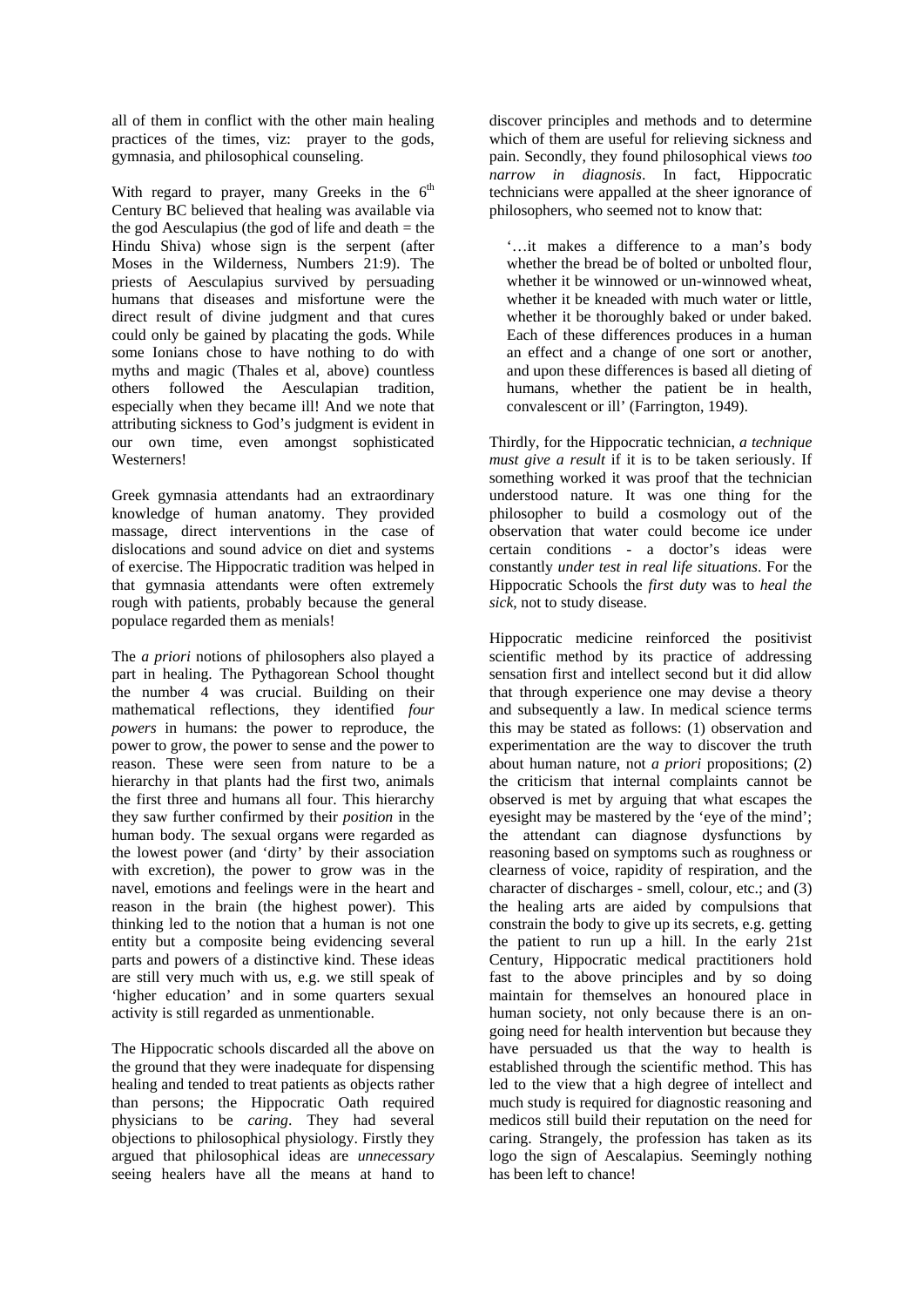all of them in conflict with the other main healing practices of the times, viz: prayer to the gods, gymnasia, and philosophical counseling.

With regard to prayer, many Greeks in the 6th Century BC believed that healing was available via the god Aesculapius (the god of life and death = the Hindu Shiva) whose sign is the serpent (after Moses in the Wilderness, Numbers 21:9). The priests of Aesculapius survived by persuading humans that diseases and misfortune were the direct result of divine judgment and that cures could only be gained by placating the gods. While some Ionians chose to have nothing to do with myths and magic (Thales et al, above) countless others followed the Aesculapian tradition, especially when they became ill! And we note that attributing sickness to God's judgment is evident in our own time, even amongst sophisticated Westerners!

Greek gymnasia attendants had an extraordinary knowledge of human anatomy. They provided massage, direct interventions in the case of dislocations and sound advice on diet and systems of exercise. The Hippocratic tradition was helped in that gymnasia attendants were often extremely rough with patients, probably because the general populace regarded them as menials!

The *a priori* notions of philosophers also played a part in healing. The Pythagorean School thought the number 4 was crucial. Building on their mathematical reflections, they identified *four powers* in humans: the power to reproduce, the power to grow, the power to sense and the power to reason. These were seen from nature to be a hierarchy in that plants had the first two, animals the first three and humans all four. This hierarchy they saw further confirmed by their *position* in the human body. The sexual organs were regarded as the lowest power (and 'dirty' by their association with excretion), the power to grow was in the navel, emotions and feelings were in the heart and reason in the brain (the highest power). This thinking led to the notion that a human is not one entity but a composite being evidencing several parts and powers of a distinctive kind. These ideas are still very much with us, e.g. we still speak of 'higher education' and in some quarters sexual activity is still regarded as unmentionable.

The Hippocratic schools discarded all the above on the ground that they were inadequate for dispensing healing and tended to treat patients as objects rather than persons; the Hippocratic Oath required physicians to be *caring*. They had several objections to philosophical physiology. Firstly they argued that philosophical ideas are *unnecessary* seeing healers have all the means at hand to discover principles and methods and to determine which of them are useful for relieving sickness and pain. Secondly, they found philosophical views *too narrow in diagnosis*. In fact, Hippocratic technicians were appalled at the sheer ignorance of philosophers, who seemed not to know that:

> '…it makes a difference to a man's body whether the bread be of bolted or unbolted flour, whether it be winnowed or un-winnowed wheat, whether it be kneaded with much water or little, whether it be thoroughly baked or under baked. Each of these differences produces in a human an effect and a change of one sort or another, and upon these differences is based all dieting of humans, whether the patient be in health, convalescent or ill' (Farrington, 1949).

Thirdly, for the Hippocratic technician, *a technique must give a result* if it is to be taken seriously. If something worked it was proof that the technician understood nature. It was one thing for the philosopher to build a cosmology out of the observation that water could become ice under certain conditions - a doctor's ideas were constantly *under test in real life situations*. For the Hippocratic Schools the *first duty* was to *heal the sick*, not to study disease.

Hippocratic medicine reinforced the positivist scientific method by its practice of addressing sensation first and intellect second but it did allow that through experience one may devise a theory and subsequently a law. In medical science terms this may be stated as follows: (1) observation and experimentation are the way to discover the truth about human nature, not *a priori* propositions; (2) the criticism that internal complaints cannot be observed is met by arguing that what escapes the eyesight may be mastered by the 'eye of the mind'; the attendant can diagnose dysfunctions by reasoning based on symptoms such as roughness or clearness of voice, rapidity of respiration, and the character of discharges - smell, colour, etc.; and (3) the healing arts are aided by compulsions that constrain the body to give up its secrets, e.g. getting the patient to run up a hill. In the early 21st Century, Hippocratic medical practitioners hold fast to the above principles and by so doing maintain for themselves an honoured place in human society, not only because there is an on-going need for health intervention but because they have persuaded us that the way to health is established through the scientific method. This has led to the view that a high degree of intellect and much study is required for diagnostic reasoning and medicos still build their reputation on the need for caring. Strangely, the profession has taken as its logo the sign of Aescalapius. Seemingly nothing has been left to chance!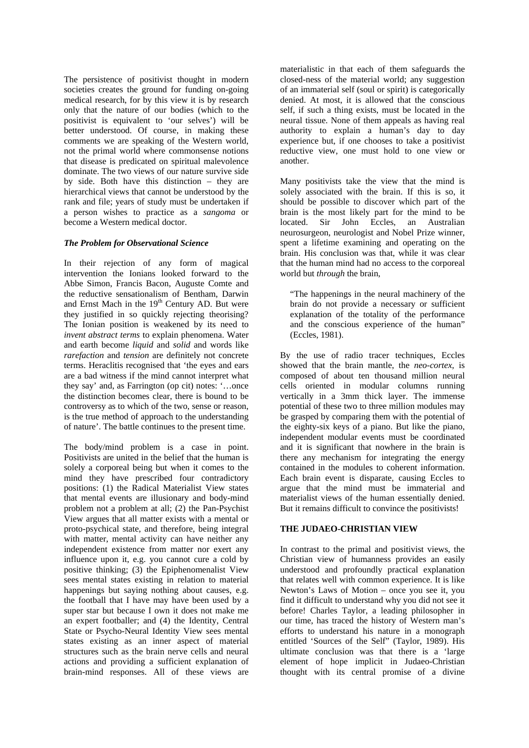The persistence of positivist thought in modern societies creates the ground for funding on-going medical research, for by this view it is by research only that the nature of our bodies (which to the positivist is equivalent to 'our selves') will be better understood. Of course, in making these comments we are speaking of the Western world, not the primal world where commonsense notions that disease is predicated on spiritual malevolence dominate. The two views of our nature survive side by side. Both have this distinction – they are hierarchical views that cannot be understood by the rank and file; years of study must be undertaken if a person wishes to practice as a *sangoma* or become a Western medical doctor.

### *The Problem for Observational Science*

In their rejection of any form of magical intervention the Ionians looked forward to the Abbe Simon, Francis Bacon, Auguste Comte and the reductive sensationalism of Bentham, Darwin and Ernst Mach in the 19th Century AD. But were they justified in so quickly rejecting theorising? The Ionian position is weakened by its need to *invent abstract terms* to explain phenomena. Water and earth become *liquid* and *solid* and words like *rarefaction* and *tension* are definitely not concrete terms. Heraclitis recognised that 'the eyes and ears are a bad witness if the mind cannot interpret what they say' and, as Farrington (op cit) notes: '…once the distinction becomes clear, there is bound to be controversy as to which of the two, sense or reason, is the true method of approach to the understanding of nature'. The battle continues to the present time.

The body/mind problem is a case in point. Positivists are united in the belief that the human is solely a corporeal being but when it comes to the mind they have prescribed four contradictory positions: (1) the Radical Materialist View states that mental events are illusionary and body-mind problem not a problem at all; (2) the Pan-Psychist View argues that all matter exists with a mental or proto-psychical state, and therefore, being integral with matter, mental activity can have neither any independent existence from matter nor exert any influence upon it, e.g. you cannot cure a cold by positive thinking; (3) the Epiphenomenalist View sees mental states existing in relation to material happenings but saying nothing about causes, e.g. the football that I have may have been used by a super star but because I own it does not make me an expert footballer; and (4) the Identity, Central State or Psycho-Neural Identity View sees mental states existing as an inner aspect of material structures such as the brain nerve cells and neural actions and providing a sufficient explanation of brain-mind responses. All of these views are materialistic in that each of them safeguards the closed-ness of the material world; any suggestion of an immaterial self (soul or spirit) is categorically denied. At most, it is allowed that the conscious self, if such a thing exists, must be located in the neural tissue. None of them appeals as having real authority to explain a human's day to day experience but, if one chooses to take a positivist reductive view, one must hold to one view or another.

Many positivists take the view that the mind is solely associated with the brain. If this is so, it should be possible to discover which part of the brain is the most likely part for the mind to be located. Sir John Eccles, an Australian neurosurgeon, neurologist and Nobel Prize winner, spent a lifetime examining and operating on the brain. His conclusion was that, while it was clear that the human mind had no access to the corporeal world but *through* the brain,

> "The happenings in the neural machinery of the brain do not provide a necessary or sufficient explanation of the totality of the performance and the conscious experience of the human" (Eccles, 1981).

By the use of radio tracer techniques, Eccles showed that the brain mantle, the *neo-cortex*, is composed of about ten thousand million neural cells oriented in modular columns running vertically in a 3mm thick layer. The immense potential of these two to three million modules may be grasped by comparing them with the potential of the eighty-six keys of a piano. But like the piano, independent modular events must be coordinated and it is significant that nowhere in the brain is there any mechanism for integrating the energy contained in the modules to coherent information. Each brain event is disparate, causing Eccles to argue that the mind must be immaterial and materialist views of the human essentially denied. But it remains difficult to convince the positivists!

## THE JUDAEO-CHRISTIAN VIEW

In contrast to the primal and positivist views, the Christian view of humanness provides an easily understood and profoundly practical explanation that relates well with common experience. It is like Newton's Laws of Motion – once you see it, you find it difficult to understand why you did not see it before! Charles Taylor, a leading philosopher in our time, has traced the history of Western man's efforts to understand his nature in a monograph entitled 'Sources of the Self" (Taylor, 1989). His ultimate conclusion was that there is a 'large element of hope implicit in Judaeo-Christian thought with its central promise of a divine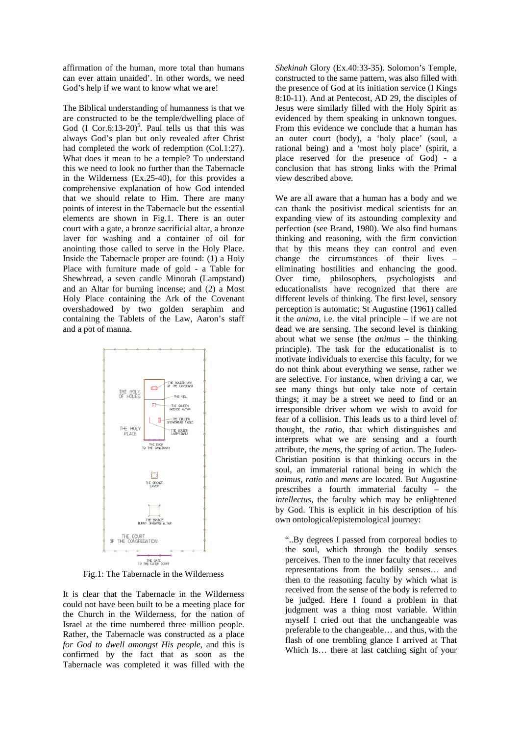affirmation of the human, more total than humans can ever attain unaided'. In other words, we need God's help if we want to know what we are!

The Biblical understanding of humanness is that we are constructed to be the temple/dwelling place of God (I Cor.6:13-20)[5]. Paul tells us that this was always God's plan but only revealed after Christ had completed the work of redemption (Col.1:27). What does it mean to be a temple? To understand this we need to look no further than the Tabernacle in the Wilderness (Ex.25-40), for this provides a comprehensive explanation of how God intended that we should relate to Him. There are many points of interest in the Tabernacle but the essential elements are shown in Fig.1. There is an outer court with a gate, a bronze sacrificial altar, a bronze laver for washing and a container of oil for anointing those called to serve in the Holy Place. Inside the Tabernacle proper are found: (1) a Holy Place with furniture made of gold - a Table for Shewbread, a seven candle Minorah (Lampstand) and an Altar for burning incense; and (2) a Most Holy Place containing the Ark of the Covenant overshadowed by two golden seraphim and containing the Tablets of the Law, Aaron's staff and a pot of manna.

Fig.1: The Tabernacle in the Wilderness

It is clear that the Tabernacle in the Wilderness could not have been built to be a meeting place for the Church in the Wilderness, for the nation of Israel at the time numbered three million people. Rather, the Tabernacle was constructed as a place *for God to dwell amongst His people*, and this is confirmed by the fact that as soon as the Tabernacle was completed it was filled with the *Shekinah* Glory (Ex.40:33-35). Solomon's Temple, constructed to the same pattern, was also filled with the presence of God at its initiation service (I Kings 8:10-11). And at Pentecost, AD 29, the disciples of Jesus were similarly filled with the Holy Spirit as evidenced by them speaking in unknown tongues. From this evidence we conclude that a human has an outer court (body), a 'holy place' (soul, a rational being) and a 'most holy place' (spirit, a place reserved for the presence of God) - a conclusion that has strong links with the Primal view described above.

We are all aware that a human has a body and we can thank the positivist medical scientists for an expanding view of its astounding complexity and perfection (see Brand, 1980). We also find humans thinking and reasoning, with the firm conviction that by this means they can control and even change the circumstances of their lives – eliminating hostilities and enhancing the good. Over time, philosophers, psychologists and educationalists have recognized that there are different levels of thinking. The first level, sensory perception is automatic; St Augustine (1961) called it the *anima*, i.e. the vital principle – if we are not dead we are sensing. The second level is thinking about what we sense (the *animus* – the thinking principle). The task for the educationalist is to motivate individuals to exercise this faculty, for we do not think about everything we sense, rather we are selective. For instance, when driving a car, we see many things but only take note of certain things; it may be a street we need to find or an irresponsible driver whom we wish to avoid for fear of a collision. This leads us to a third level of thought, the *ratio*, that which distinguishes and interprets what we are sensing and a fourth attribute, the *mens*, the spring of action. The Judeo-Christian position is that thinking occurs in the soul, an immaterial rational being in which the *animus*, *ratio* and *mens* are located. But Augustine prescribes a fourth immaterial faculty – the *intellectus*, the faculty which may be enlightened by God. This is explicit in his description of his own ontological/epistemological journey:

> "..By degrees I passed from corporeal bodies to the soul, which through the bodily senses perceives. Then to the inner faculty that receives representations from the bodily senses… and then to the reasoning faculty by which what is received from the sense of the body is referred to be judged. Here I found a problem in that judgment was a thing most variable. Within myself I cried out that the unchangeable was preferable to the changeable… and thus, with the flash of one trembling glance I arrived at That Which Is… there at last catching sight of your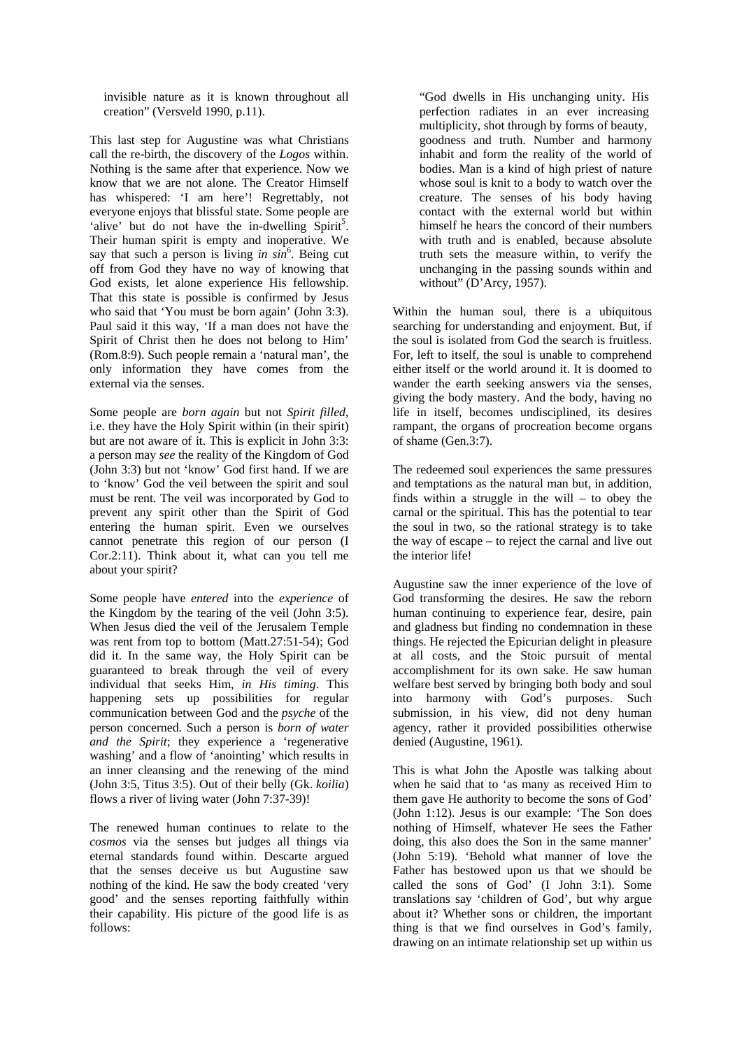> invisible nature as it is known throughout all creation" (Versveld 1990, p.11).

This last step for Augustine was what Christians call the re-birth, the discovery of the *Logos* within. Nothing is the same after that experience. Now we know that we are not alone. The Creator Himself has whispered: 'I am here'! Regrettably, not everyone enjoys that blissful state. Some people are 'alive' but do not have the in-dwelling Spirit[5]. Their human spirit is empty and inoperative. We say that such a person is living *in sin*[6]. Being cut off from God they have no way of knowing that God exists, let alone experience His fellowship. That this state is possible is confirmed by Jesus who said that 'You must be born again' (John 3:3). Paul said it this way, 'If a man does not have the Spirit of Christ then he does not belong to Him' (Rom.8:9). Such people remain a 'natural man', the only information they have comes from the external via the senses.

Some people are *born again* but not *Spirit filled*, i.e. they have the Holy Spirit within (in their spirit) but are not aware of it. This is explicit in John 3:3: a person may *see* the reality of the Kingdom of God (John 3:3) but not 'know' God first hand. If we are to 'know' God the veil between the spirit and soul must be rent. The veil was incorporated by God to prevent any spirit other than the Spirit of God entering the human spirit. Even we ourselves cannot penetrate this region of our person (I Cor.2:11). Think about it, what can you tell me about your spirit?

Some people have *entered* into the *experience* of the Kingdom by the tearing of the veil (John 3:5). When Jesus died the veil of the Jerusalem Temple was rent from top to bottom (Matt.27:51-54); God did it. In the same way, the Holy Spirit can be guaranteed to break through the veil of every individual that seeks Him, *in His timing*. This happening sets up possibilities for regular communication between God and the *psyche* of the person concerned. Such a person is *born of water and the Spirit*; they experience a 'regenerative washing' and a flow of 'anointing' which results in an inner cleansing and the renewing of the mind (John 3:5, Titus 3:5). Out of their belly (Gk. *koilia*) flows a river of living water (John 7:37-39)!

The renewed human continues to relate to the *cosmos* via the senses but judges all things via eternal standards found within. Descarte argued that the senses deceive us but Augustine saw nothing of the kind. He saw the body created 'very good' and the senses reporting faithfully within their capability. His picture of the good life is as follows:

> "God dwells in His unchanging unity. His perfection radiates in an ever increasing multiplicity, shot through by forms of beauty, goodness and truth. Number and harmony inhabit and form the reality of the world of bodies. Man is a kind of high priest of nature whose soul is knit to a body to watch over the creature. The senses of his body having contact with the external world but within himself he hears the concord of their numbers with truth and is enabled, because absolute truth sets the measure within, to verify the unchanging in the passing sounds within and without" (D'Arcy, 1957).

Within the human soul, there is a ubiquitous searching for understanding and enjoyment. But, if the soul is isolated from God the search is fruitless. For, left to itself, the soul is unable to comprehend either itself or the world around it. It is doomed to wander the earth seeking answers via the senses, giving the body mastery. And the body, having no life in itself, becomes undisciplined, its desires rampant, the organs of procreation become organs of shame (Gen.3:7).

The redeemed soul experiences the same pressures and temptations as the natural man but, in addition, finds within a struggle in the will – to obey the carnal or the spiritual. This has the potential to tear the soul in two, so the rational strategy is to take the way of escape – to reject the carnal and live out the interior life!

Augustine saw the inner experience of the love of God transforming the desires. He saw the reborn human continuing to experience fear, desire, pain and gladness but finding no condemnation in these things. He rejected the Epicurian delight in pleasure at all costs, and the Stoic pursuit of mental accomplishment for its own sake. He saw human welfare best served by bringing both body and soul into harmony with God's purposes. Such submission, in his view, did not deny human agency, rather it provided possibilities otherwise denied (Augustine, 1961).

This is what John the Apostle was talking about when he said that to 'as many as received Him to them gave He authority to become the sons of God' (John 1:12). Jesus is our example: 'The Son does nothing of Himself, whatever He sees the Father doing, this also does the Son in the same manner' (John 5:19). 'Behold what manner of love the Father has bestowed upon us that we should be called the sons of God' (I John 3:1). Some translations say 'children of God', but why argue about it? Whether sons or children, the important thing is that we find ourselves in God's family, drawing on an intimate relationship set up within us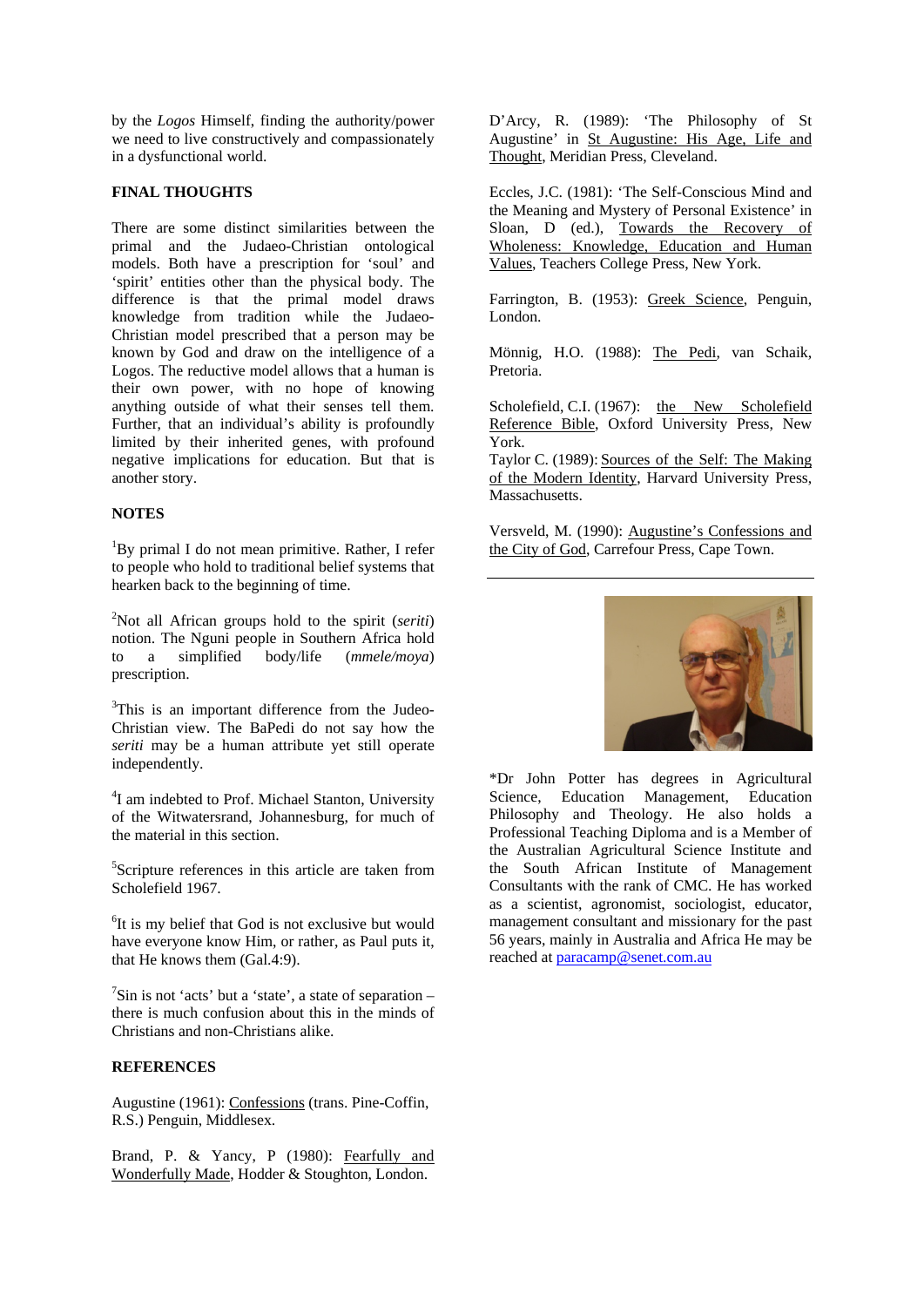by the *Logos* Himself, finding the authority/power we need to live constructively and compassionately in a dysfunctional world.

**FINAL THOUGHTS**

There are some distinct similarities between the primal and the Judaeo-Christian ontological models. Both have a prescription for 'soul' and 'spirit' entities other than the physical body. The difference is that the primal model draws knowledge from tradition while the Judaeo-Christian model prescribed that a person may be known by God and draw on the intelligence of a Logos. The reductive model allows that a human is their own power, with no hope of knowing anything outside of what their senses tell them. Further, that an individual's ability is profoundly limited by their inherited genes, with profound negative implications for education. But that is another story.

**NOTES**

[1]By primal I do not mean primitive. Rather, I refer to people who hold to traditional belief systems that hearken back to the beginning of time.

[2]Not all African groups hold to the spirit (*seriti*) notion. The Nguni people in Southern Africa hold to a simplified body/life (*mmele/moya*) prescription.

[3]This is an important difference from the Judeo-Christian view. The BaPedi do not say how the *seriti* may be a human attribute yet still operate independently.

[4]I am indebted to Prof. Michael Stanton, University of the Witwatersrand, Johannesburg, for much of the material in this section.

[5]Scripture references in this article are taken from Scholefield 1967.

[6]It is my belief that God is not exclusive but would have everyone know Him, or rather, as Paul puts it, that He knows them (Gal.4:9).

[7]Sin is not 'acts' but a 'state', a state of separation – there is much confusion about this in the minds of Christians and non-Christians alike.

**REFERENCES**

Augustine (1961): Confessions (trans. Pine-Coffin, R.S.) Penguin, Middlesex.

Brand, P. & Yancy, P (1980): Fearfully and Wonderfully Made, Hodder & Stoughton, London.

D'Arcy, R. (1989): 'The Philosophy of St Augustine' in St Augustine: His Age, Life and Thought, Meridian Press, Cleveland.

Eccles, J.C. (1981): 'The Self-Conscious Mind and the Meaning and Mystery of Personal Existence' in Sloan, D (ed.), Towards the Recovery of Wholeness: Knowledge, Education and Human Values, Teachers College Press, New York.

Farrington, B. (1953): Greek Science, Penguin, London.

Mönnig, H.O. (1988): The Pedi, van Schaik, Pretoria.

Scholefield, C.I. (1967): the New Scholefield Reference Bible, Oxford University Press, New York.

Taylor C. (1989): Sources of the Self: The Making of the Modern Identity, Harvard University Press, Massachusetts.

Versveld, M. (1990): Augustine's Confessions and the City of God, Carrefour Press, Cape Town.

---

*Dr John Potter has degrees in Agricultural Science, Education Management, Education Philosophy and Theology. He also holds a Professional Teaching Diploma and is a Member of the Australian Agricultural Science Institute and the South African Institute of Management Consultants with the rank of CMC. He has worked as a scientist, agronomist, sociologist, educator, management consultant and missionary for the past 56 years, mainly in Australia and Africa He may be reached at paracamp@senet.com.au